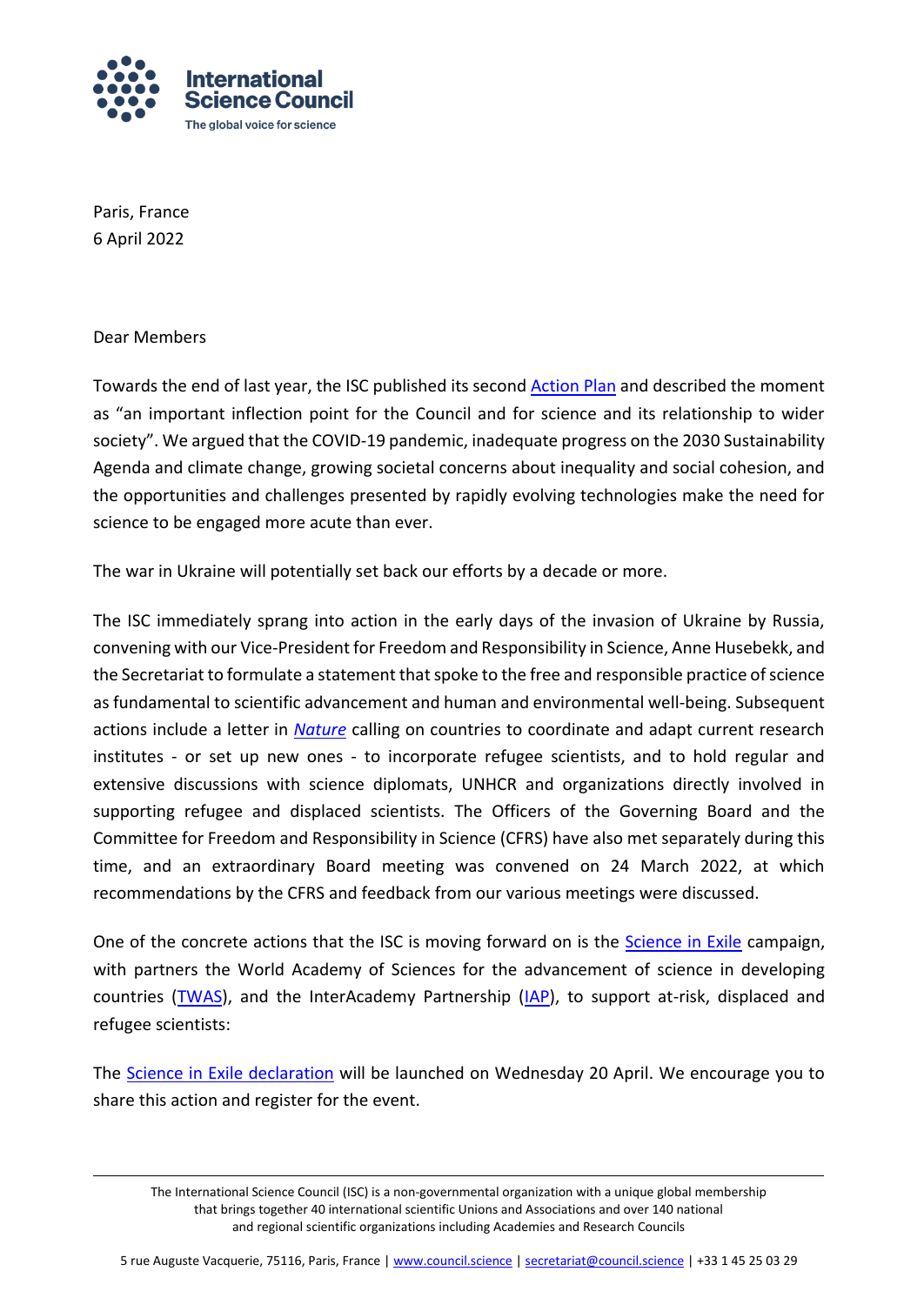Paris, France
6 April 2022

Dear Members

Towards the end of last year, the ISC published its second [Action Plan](#) and described the moment as "an important inflection point for the Council and for science and its relationship to wider society". We argued that the COVID-19 pandemic, inadequate progress on the 2030 Sustainability Agenda and climate change, growing societal concerns about inequality and social cohesion, and the opportunities and challenges presented by rapidly evolving technologies make the need for science to be engaged more acute than ever.

The war in Ukraine will potentially set back our efforts by a decade or more.

The ISC immediately sprang into action in the early days of the invasion of Ukraine by Russia, convening with our Vice-President for Freedom and Responsibility in Science, Anne Husebekk, and the Secretariat to formulate a statement that spoke to the free and responsible practice of science as fundamental to scientific advancement and human and environmental well-being. Subsequent actions include a letter in *Nature* calling on countries to coordinate and adapt current research institutes - or set up new ones - to incorporate refugee scientists, and to hold regular and extensive discussions with science diplomats, UNHCR and organizations directly involved in supporting refugee and displaced scientists. The Officers of the Governing Board and the Committee for Freedom and Responsibility in Science (CFRS) have also met separately during this time, and an extraordinary Board meeting was convened on 24 March 2022, at which recommendations by the CFRS and feedback from our various meetings were discussed.

One of the concrete actions that the ISC is moving forward on is the Science in Exile campaign, with partners the World Academy of Sciences for the advancement of science in developing countries (TWAS), and the InterAcademy Partnership (IAP), to support at-risk, displaced and refugee scientists:

The Science in Exile declaration will be launched on Wednesday 20 April. We encourage you to share this action and register for the event.

The International Science Council (ISC) is a non-governmental organization with a unique global membership that brings together 40 international scientific Unions and Associations and over 140 national and regional scientific organizations including Academies and Research Councils

5 rue Auguste Vacquerie, 75116, Paris, France | www.council.science | secretariat@council.science | +33 1 45 25 03 29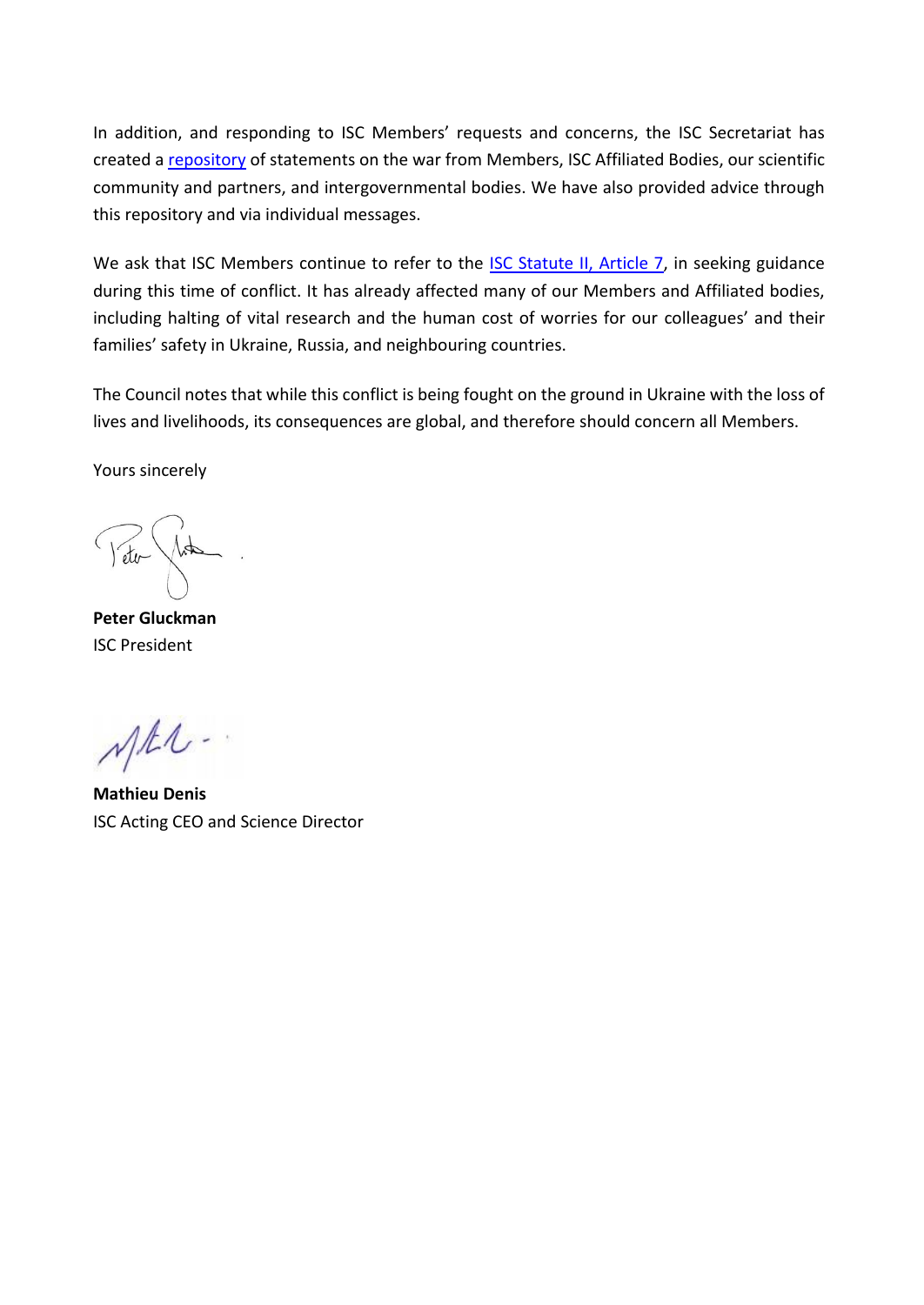In addition, and responding to ISC Members' requests and concerns, the ISC Secretariat has created a repository of statements on the war from Members, ISC Affiliated Bodies, our scientific community and partners, and intergovernmental bodies. We have also provided advice through this repository and via individual messages.

We ask that ISC Members continue to refer to the ISC Statute II, Article 7, in seeking guidance during this time of conflict. It has already affected many of our Members and Affiliated bodies, including halting of vital research and the human cost of worries for our colleagues' and their families' safety in Ukraine, Russia, and neighbouring countries.

The Council notes that while this conflict is being fought on the ground in Ukraine with the loss of lives and livelihoods, its consequences are global, and therefore should concern all Members.

Yours sincerely

**Peter Gluckman**
ISC President

**Mathieu Denis**
ISC Acting CEO and Science Director